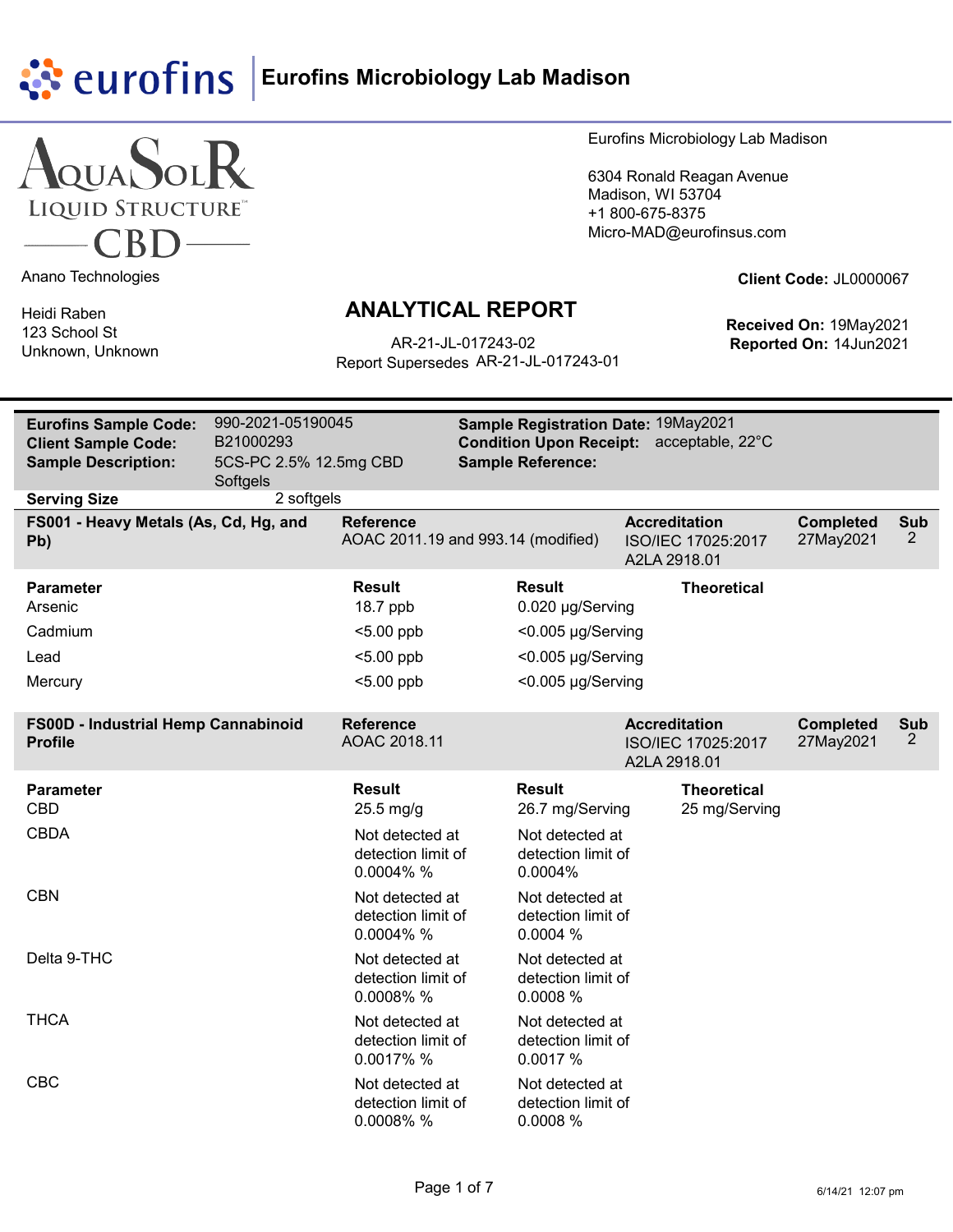# Eurofins Microbiology Lab Madison

**AquaSolR Liquid Structure™ CBD**

Anano Technologies

Heidi Raben
123 School St
Unknown, Unknown

Eurofins Microbiology Lab Madison

6304 Ronald Reagan Avenue
Madison, WI 53704
+1 800-675-8375
Micro-MAD@eurofinsus.com

**Client Code:** JL0000067

## ANALYTICAL REPORT

AR-21-JL-017243-02
Report Supersedes AR-21-JL-017243-01

**Received On:** 19May2021
**Reported On:** 14Jun2021

**Eurofins Sample Code:** 990-2021-05190045
**Client Sample Code:** B21000293
**Sample Description:** 5CS-PC 2.5% 12.5mg CBD Softgels
**Sample Registration Date:** 19May2021
**Condition Upon Receipt:** acceptable, 22°C
**Sample Reference:**

**Serving Size** 2 softgels

| **FS001 - Heavy Metals (As, Cd, Hg, and Pb)** | **Reference** AOAC 2011.19 and 993.14 (modified) | **Accreditation** ISO/IEC 17025:2017 A2LA 2918.01 | **Completed** 27May2021 | **Sub** 2 |
|---|---|---|---|---|

| Parameter | Result | Result | Theoretical |
|---|---|---|---|
| Arsenic | 18.7 ppb | 0.020 µg/Serving | |
| Cadmium | <5.00 ppb | <0.005 µg/Serving | |
| Lead | <5.00 ppb | <0.005 µg/Serving | |
| Mercury | <5.00 ppb | <0.005 µg/Serving | |

| **FS00D - Industrial Hemp Cannabinoid Profile** | **Reference** AOAC 2018.11 | **Accreditation** ISO/IEC 17025:2017 A2LA 2918.01 | **Completed** 27May2021 | **Sub** 2 |
|---|---|---|---|---|

| Parameter | Result | Result | Theoretical |
|---|---|---|---|
| CBD | 25.5 mg/g | 26.7 mg/Serving | 25 mg/Serving |
| CBDA | Not detected at detection limit of 0.0004% % | Not detected at detection limit of 0.0004% | |
| CBN | Not detected at detection limit of 0.0004% % | Not detected at detection limit of 0.0004 % | |
| Delta 9-THC | Not detected at detection limit of 0.0008% % | Not detected at detection limit of 0.0008 % | |
| THCA | Not detected at detection limit of 0.0017% % | Not detected at detection limit of 0.0017 % | |
| CBC | Not detected at detection limit of 0.0008% % | Not detected at detection limit of 0.0008 % | |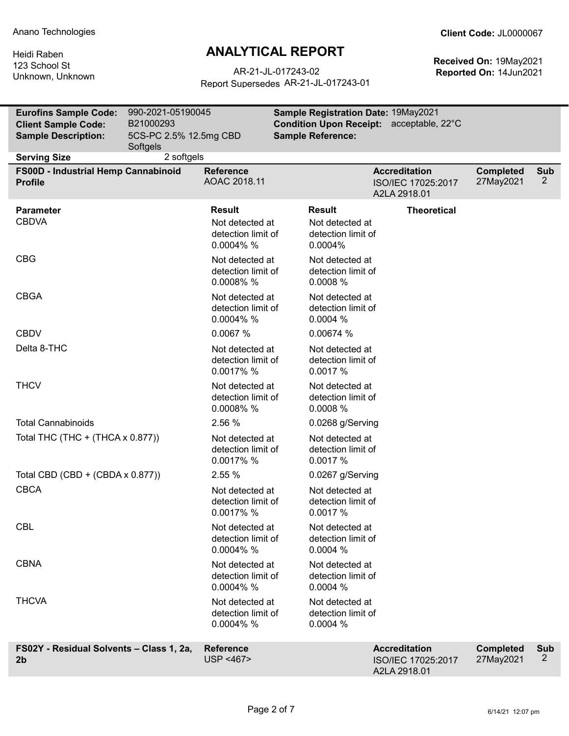Anano Technologies

Heidi Raben
123 School St
Unknown, Unknown

# ANALYTICAL REPORT

AR-21-JL-017243-02
Report Supersedes AR-21-JL-017243-01

**Client Code:** JL0000067

**Received On:** 19May2021
**Reported On:** 14Jun2021

| | | | |
|---|---|---|---|
| **Eurofins Sample Code:** | 990-2021-05190045 | **Sample Registration Date:** | 19May2021 |
| **Client Sample Code:** | B21000293 | **Condition Upon Receipt:** | acceptable, 22°C |
| **Sample Description:** | 5CS-PC 2.5% 12.5mg CBD Softgels | **Sample Reference:** | |
| **Serving Size** | 2 softgels | | |

| **FS00D - Industrial Hemp Cannabinoid Profile** | **Reference** | **Accreditation** | **Completed** | **Sub** |
|---|---|---|---|---|
| | AOAC 2018.11 | ISO/IEC 17025:2017 A2LA 2918.01 | 27May2021 | 2 |

| **Parameter** | **Result** | **Result** | **Theoretical** |
|---|---|---|---|
| CBDVA | Not detected at detection limit of 0.0004% % | Not detected at detection limit of 0.0004% | |
| CBG | Not detected at detection limit of 0.0008% % | Not detected at detection limit of 0.0008 % | |
| CBGA | Not detected at detection limit of 0.0004% % | Not detected at detection limit of 0.0004 % | |
| CBDV | 0.0067 % | 0.00674 % | |
| Delta 8-THC | Not detected at detection limit of 0.0017% % | Not detected at detection limit of 0.0017 % | |
| THCV | Not detected at detection limit of 0.0008% % | Not detected at detection limit of 0.0008 % | |
| Total Cannabinoids | 2.56 % | 0.0268 g/Serving | |
| Total THC (THC + (THCA x 0.877)) | Not detected at detection limit of 0.0017% % | Not detected at detection limit of 0.0017 % | |
| Total CBD (CBD + (CBDA x 0.877)) | 2.55 % | 0.0267 g/Serving | |
| CBCA | Not detected at detection limit of 0.0017% % | Not detected at detection limit of 0.0017 % | |
| CBL | Not detected at detection limit of 0.0004% % | Not detected at detection limit of 0.0004 % | |
| CBNA | Not detected at detection limit of 0.0004% % | Not detected at detection limit of 0.0004 % | |
| THCVA | Not detected at detection limit of 0.0004% % | Not detected at detection limit of 0.0004 % | |

| **FS02Y - Residual Solvents – Class 1, 2a, 2b** | **Reference** | **Accreditation** | **Completed** | **Sub** |
|---|---|---|---|---|
| | USP <467> | ISO/IEC 17025:2017 A2LA 2918.01 | 27May2021 | 2 |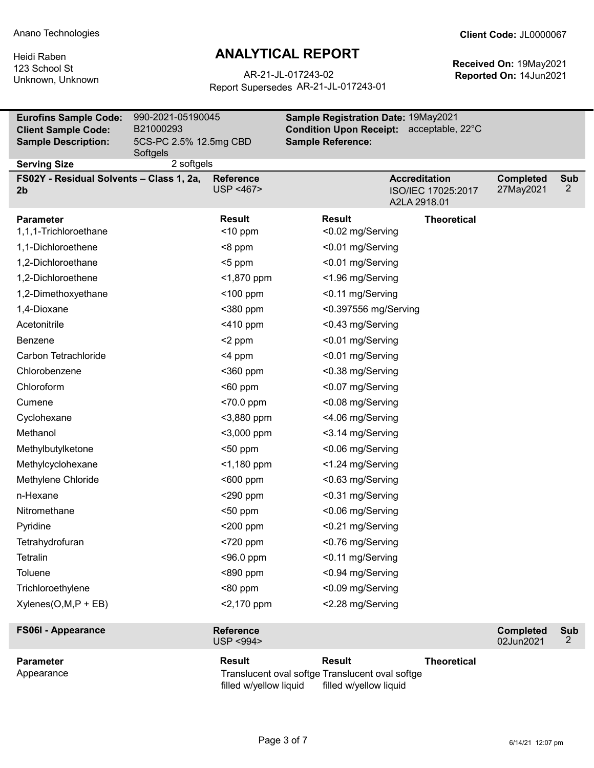Anano Technologies

Heidi Raben
123 School St
Unknown, Unknown

# ANALYTICAL REPORT

AR-21-JL-017243-02
Report Supersedes AR-21-JL-017243-01

**Client Code:** JL0000067

**Received On:** 19May2021
**Reported On:** 14Jun2021

| | | | |
|---|---|---|---|
| **Eurofins Sample Code:** | 990-2021-05190045 | **Sample Registration Date:** | 19May2021 |
| **Client Sample Code:** | B21000293 | **Condition Upon Receipt:** | acceptable, 22°C |
| **Sample Description:** | 5CS-PC 2.5% 12.5mg CBD Softgels | **Sample Reference:** | |
| **Serving Size** | 2 softgels | | |

| FS02Y - Residual Solvents – Class 1, 2a, 2b | Reference | Accreditation | Completed | Sub |
|---|---|---|---|---|
| | USP <467> | ISO/IEC 17025:2017 A2LA 2918.01 | 27May2021 | 2 |

| Parameter | Result | Result | Theoretical |
|---|---|---|---|
| 1,1,1-Trichloroethane | <10 ppm | <0.02 mg/Serving | |
| 1,1-Dichloroethene | <8 ppm | <0.01 mg/Serving | |
| 1,2-Dichloroethane | <5 ppm | <0.01 mg/Serving | |
| 1,2-Dichloroethene | <1,870 ppm | <1.96 mg/Serving | |
| 1,2-Dimethoxyethane | <100 ppm | <0.11 mg/Serving | |
| 1,4-Dioxane | <380 ppm | <0.397556 mg/Serving | |
| Acetonitrile | <410 ppm | <0.43 mg/Serving | |
| Benzene | <2 ppm | <0.01 mg/Serving | |
| Carbon Tetrachloride | <4 ppm | <0.01 mg/Serving | |
| Chlorobenzene | <360 ppm | <0.38 mg/Serving | |
| Chloroform | <60 ppm | <0.07 mg/Serving | |
| Cumene | <70.0 ppm | <0.08 mg/Serving | |
| Cyclohexane | <3,880 ppm | <4.06 mg/Serving | |
| Methanol | <3,000 ppm | <3.14 mg/Serving | |
| Methylbutylketone | <50 ppm | <0.06 mg/Serving | |
| Methylcyclohexane | <1,180 ppm | <1.24 mg/Serving | |
| Methylene Chloride | <600 ppm | <0.63 mg/Serving | |
| n-Hexane | <290 ppm | <0.31 mg/Serving | |
| Nitromethane | <50 ppm | <0.06 mg/Serving | |
| Pyridine | <200 ppm | <0.21 mg/Serving | |
| Tetrahydrofuran | <720 ppm | <0.76 mg/Serving | |
| Tetralin | <96.0 ppm | <0.11 mg/Serving | |
| Toluene | <890 ppm | <0.94 mg/Serving | |
| Trichloroethylene | <80 ppm | <0.09 mg/Serving | |
| Xylenes(O,M,P + EB) | <2,170 ppm | <2.28 mg/Serving | |

| FS06I - Appearance | Reference | Completed | Sub |
|---|---|---|---|
| | USP <994> | 02Jun2021 | 2 |

| Parameter | Result | Result | Theoretical |
|---|---|---|---|
| Appearance | Translucent oval softge filled w/yellow liquid | Translucent oval softge filled w/yellow liquid | |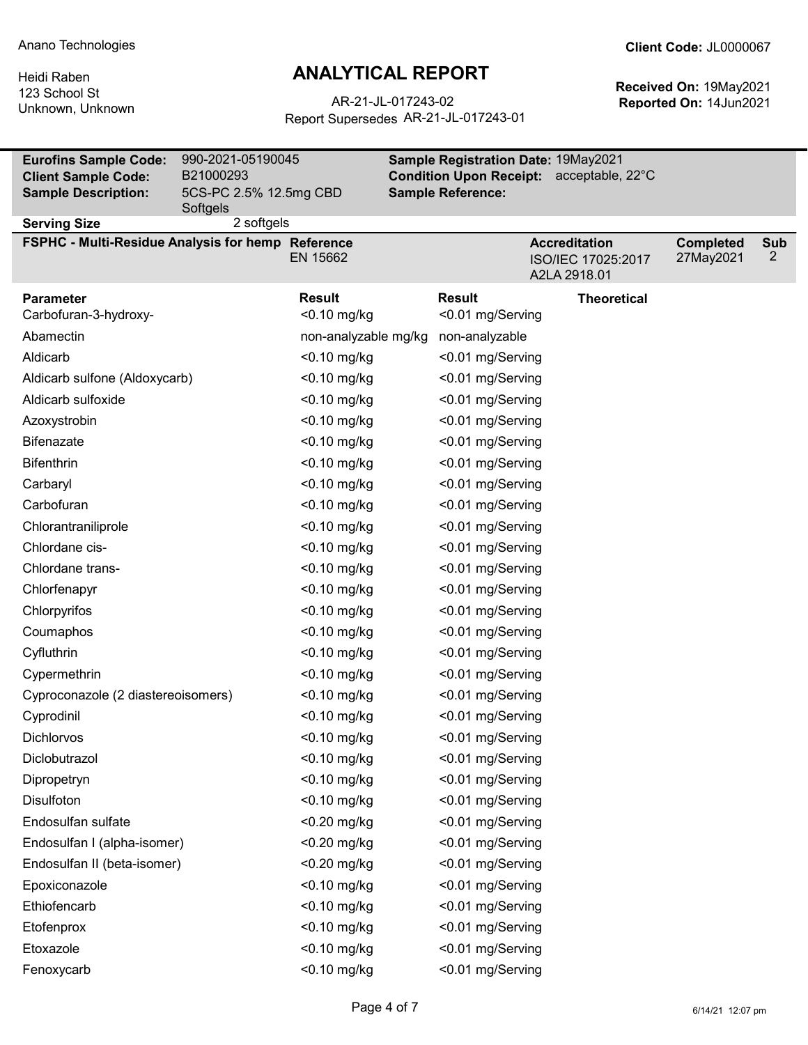Anano Technologies

Heidi Raben
123 School St
Unknown, Unknown

**Client Code:** JL0000067

# ANALYTICAL REPORT

AR-21-JL-017243-02
Report Supersedes AR-21-JL-017243-01

**Received On:** 19May2021
**Reported On:** 14Jun2021

| | | | |
|---|---|---|---|
| **Eurofins Sample Code:** | 990-2021-05190045 | **Sample Registration Date:** | 19May2021 |
| **Client Sample Code:** | B21000293 | **Condition Upon Receipt:** | acceptable, 22°C |
| **Sample Description:** | 5CS-PC 2.5% 12.5mg CBD Softgels | **Sample Reference:** | |
| **Serving Size** | 2 softgels | | |

| **FSPHC - Multi-Residue Analysis for hemp** | **Reference** | **Accreditation** | **Completed** | **Sub** |
|---|---|---|---|---|
| | EN 15662 | ISO/IEC 17025:2017 A2LA 2918.01 | 27May2021 | 2 |

| Parameter | Result | Result | Theoretical |
|---|---|---|---|
| Carbofuran-3-hydroxy- | <0.10 mg/kg | <0.01 mg/Serving | |
| Abamectin | non-analyzable mg/kg | non-analyzable | |
| Aldicarb | <0.10 mg/kg | <0.01 mg/Serving | |
| Aldicarb sulfone (Aldoxycarb) | <0.10 mg/kg | <0.01 mg/Serving | |
| Aldicarb sulfoxide | <0.10 mg/kg | <0.01 mg/Serving | |
| Azoxystrobin | <0.10 mg/kg | <0.01 mg/Serving | |
| Bifenazate | <0.10 mg/kg | <0.01 mg/Serving | |
| Bifenthrin | <0.10 mg/kg | <0.01 mg/Serving | |
| Carbaryl | <0.10 mg/kg | <0.01 mg/Serving | |
| Carbofuran | <0.10 mg/kg | <0.01 mg/Serving | |
| Chlorantraniliprole | <0.10 mg/kg | <0.01 mg/Serving | |
| Chlordane cis- | <0.10 mg/kg | <0.01 mg/Serving | |
| Chlordane trans- | <0.10 mg/kg | <0.01 mg/Serving | |
| Chlorfenapyr | <0.10 mg/kg | <0.01 mg/Serving | |
| Chlorpyrifos | <0.10 mg/kg | <0.01 mg/Serving | |
| Coumaphos | <0.10 mg/kg | <0.01 mg/Serving | |
| Cyfluthrin | <0.10 mg/kg | <0.01 mg/Serving | |
| Cypermethrin | <0.10 mg/kg | <0.01 mg/Serving | |
| Cyproconazole (2 diastereoisomers) | <0.10 mg/kg | <0.01 mg/Serving | |
| Cyprodinil | <0.10 mg/kg | <0.01 mg/Serving | |
| Dichlorvos | <0.10 mg/kg | <0.01 mg/Serving | |
| Diclobutrazol | <0.10 mg/kg | <0.01 mg/Serving | |
| Dipropetryn | <0.10 mg/kg | <0.01 mg/Serving | |
| Disulfoton | <0.10 mg/kg | <0.01 mg/Serving | |
| Endosulfan sulfate | <0.20 mg/kg | <0.01 mg/Serving | |
| Endosulfan I (alpha-isomer) | <0.20 mg/kg | <0.01 mg/Serving | |
| Endosulfan II (beta-isomer) | <0.20 mg/kg | <0.01 mg/Serving | |
| Epoxiconazole | <0.10 mg/kg | <0.01 mg/Serving | |
| Ethiofencarb | <0.10 mg/kg | <0.01 mg/Serving | |
| Etofenprox | <0.10 mg/kg | <0.01 mg/Serving | |
| Etoxazole | <0.10 mg/kg | <0.01 mg/Serving | |
| Fenoxycarb | <0.10 mg/kg | <0.01 mg/Serving | |

6/14/21 12:07 pm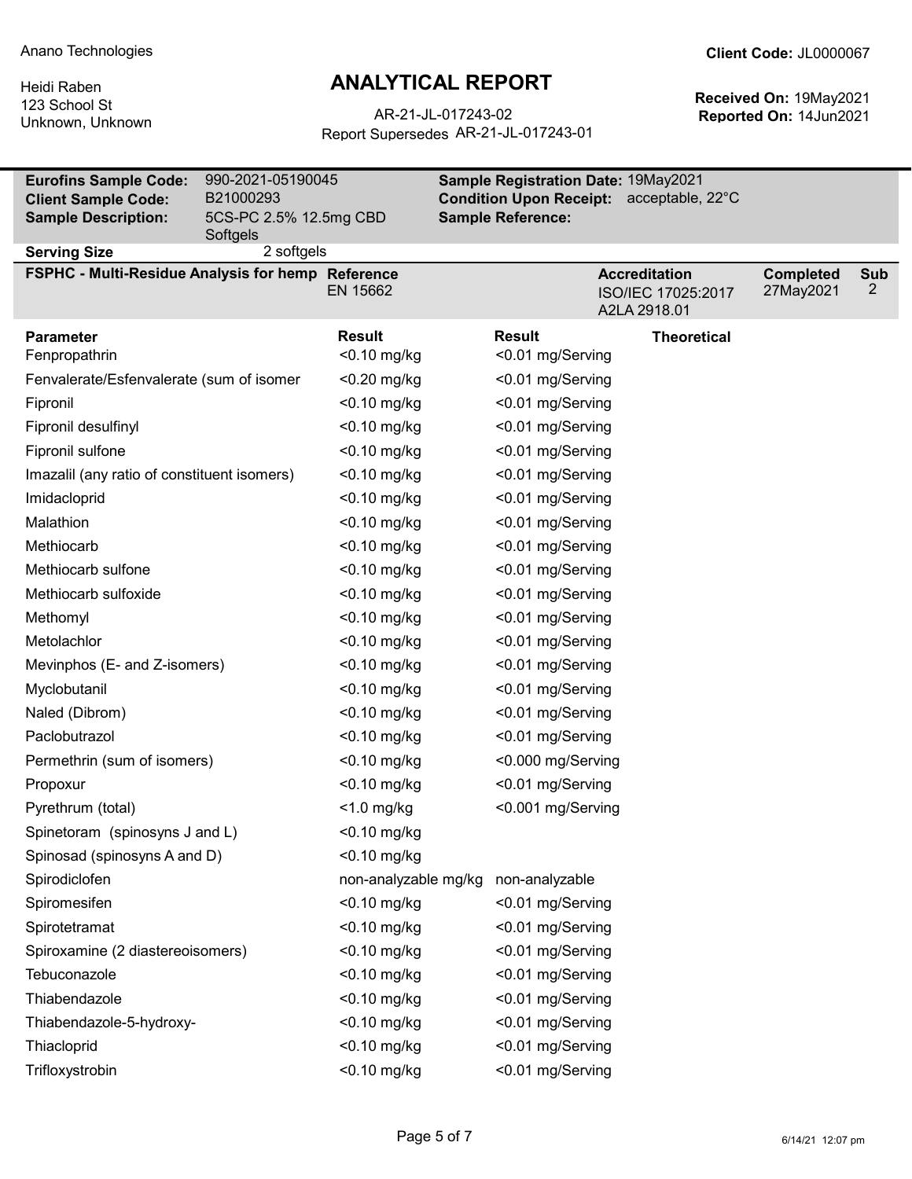Anano Technologies

Heidi Raben
123 School St
Unknown, Unknown

# ANALYTICAL REPORT

AR-21-JL-017243-02
Report Supersedes AR-21-JL-017243-01

**Client Code:** JL0000067

**Received On:** 19May2021
**Reported On:** 14Jun2021

| | | | |
|---|---|---|---|
| **Eurofins Sample Code:** | 990-2021-05190045 | **Sample Registration Date:** | 19May2021 |
| **Client Sample Code:** | B21000293 | **Condition Upon Receipt:** | acceptable, 22°C |
| **Sample Description:** | 5CS-PC 2.5% 12.5mg CBD Softgels | **Sample Reference:** | |
| **Serving Size** | 2 softgels | | |

| **FSPHC - Multi-Residue Analysis for hemp** | **Reference** | **Accreditation** | **Completed** | **Sub** |
|---|---|---|---|---|
| | EN 15662 | ISO/IEC 17025:2017 A2LA 2918.01 | 27May2021 | 2 |

| **Parameter** | **Result** | **Result** | **Theoretical** |
|---|---|---|---|
| Fenpropathrin | <0.10 mg/kg | <0.01 mg/Serving | |
| Fenvalerate/Esfenvalerate (sum of isomer | <0.20 mg/kg | <0.01 mg/Serving | |
| Fipronil | <0.10 mg/kg | <0.01 mg/Serving | |
| Fipronil desulfinyl | <0.10 mg/kg | <0.01 mg/Serving | |
| Fipronil sulfone | <0.10 mg/kg | <0.01 mg/Serving | |
| Imazalil (any ratio of constituent isomers) | <0.10 mg/kg | <0.01 mg/Serving | |
| Imidacloprid | <0.10 mg/kg | <0.01 mg/Serving | |
| Malathion | <0.10 mg/kg | <0.01 mg/Serving | |
| Methiocarb | <0.10 mg/kg | <0.01 mg/Serving | |
| Methiocarb sulfone | <0.10 mg/kg | <0.01 mg/Serving | |
| Methiocarb sulfoxide | <0.10 mg/kg | <0.01 mg/Serving | |
| Methomyl | <0.10 mg/kg | <0.01 mg/Serving | |
| Metolachlor | <0.10 mg/kg | <0.01 mg/Serving | |
| Mevinphos (E- and Z-isomers) | <0.10 mg/kg | <0.01 mg/Serving | |
| Myclobutanil | <0.10 mg/kg | <0.01 mg/Serving | |
| Naled (Dibrom) | <0.10 mg/kg | <0.01 mg/Serving | |
| Paclobutrazol | <0.10 mg/kg | <0.01 mg/Serving | |
| Permethrin (sum of isomers) | <0.10 mg/kg | <0.000 mg/Serving | |
| Propoxur | <0.10 mg/kg | <0.01 mg/Serving | |
| Pyrethrum (total) | <1.0 mg/kg | <0.001 mg/Serving | |
| Spinetoram (spinosyns J and L) | <0.10 mg/kg | | |
| Spinosad (spinosyns A and D) | <0.10 mg/kg | | |
| Spirodiclofen | non-analyzable mg/kg | non-analyzable | |
| Spiromesifen | <0.10 mg/kg | <0.01 mg/Serving | |
| Spirotetramat | <0.10 mg/kg | <0.01 mg/Serving | |
| Spiroxamine (2 diastereoisomers) | <0.10 mg/kg | <0.01 mg/Serving | |
| Tebuconazole | <0.10 mg/kg | <0.01 mg/Serving | |
| Thiabendazole | <0.10 mg/kg | <0.01 mg/Serving | |
| Thiabendazole-5-hydroxy- | <0.10 mg/kg | <0.01 mg/Serving | |
| Thiacloprid | <0.10 mg/kg | <0.01 mg/Serving | |
| Trifloxystrobin | <0.10 mg/kg | <0.01 mg/Serving | |

6/14/21 12:07 pm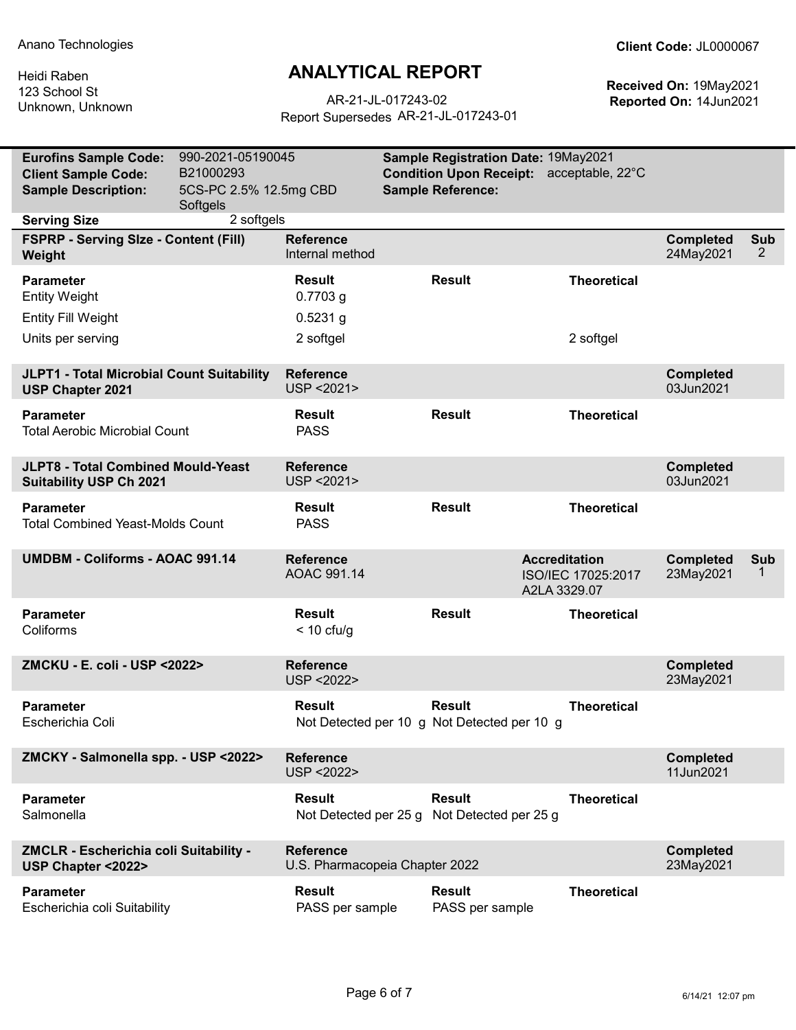Anano Technologies

Heidi Raben
123 School St
Unknown, Unknown

# ANALYTICAL REPORT

AR-21-JL-017243-02
Report Supersedes AR-21-JL-017243-01

**Client Code:** JL0000067

**Received On:** 19May2021
**Reported On:** 14Jun2021

| | | | |
|---|---|---|---|
| **Eurofins Sample Code:** | 990-2021-05190045 | **Sample Registration Date:** | 19May2021 |
| **Client Sample Code:** | B21000293 | **Condition Upon Receipt:** | acceptable, 22°C |
| **Sample Description:** | 5CS-PC 2.5% 12.5mg CBD Softgels | **Sample Reference:** | |
| **Serving Size** | 2 softgels | | |

| **FSPRP - Serving SIze - Content (Fill) Weight** | **Reference** Internal method | | | **Completed** 24May2021 | **Sub** 2 |
|---|---|---|---|---|---|
| **Parameter** | **Result** | **Result** | **Theoretical** | | |
| Entity Weight | 0.7703 g | | | | |
| Entity Fill Weight | 0.5231 g | | | | |
| Units per serving | 2 softgel | | 2 softgel | | |

| **JLPT1 - Total Microbial Count Suitability USP Chapter 2021** | **Reference** USP <2021> | | | **Completed** 03Jun2021 |
|---|---|---|---|---|
| **Parameter** | **Result** | **Result** | **Theoretical** | |
| Total Aerobic Microbial Count | PASS | | | |

| **JLPT8 - Total Combined Mould-Yeast Suitability USP Ch 2021** | **Reference** USP <2021> | | | **Completed** 03Jun2021 |
|---|---|---|---|---|
| **Parameter** | **Result** | **Result** | **Theoretical** | |
| Total Combined Yeast-Molds Count | PASS | | | |

| **UMDBM - Coliforms - AOAC 991.14** | **Reference** AOAC 991.14 | | **Accreditation** ISO/IEC 17025:2017 A2LA 3329.07 | **Completed** 23May2021 | **Sub** 1 |
|---|---|---|---|---|---|
| **Parameter** | **Result** | **Result** | **Theoretical** | | |
| Coliforms | < 10 cfu/g | | | | |

| **ZMCKU - E. coli - USP <2022>** | **Reference** USP <2022> | | | **Completed** 23May2021 |
|---|---|---|---|---|
| **Parameter** | **Result** | **Result** | **Theoretical** | |
| Escherichia Coli | Not Detected per 10 g | Not Detected per 10 g | | |

| **ZMCKY - Salmonella spp. - USP <2022>** | **Reference** USP <2022> | | | **Completed** 11Jun2021 |
|---|---|---|---|---|
| **Parameter** | **Result** | **Result** | **Theoretical** | |
| Salmonella | Not Detected per 25 g | Not Detected per 25 g | | |

| **ZMCLR - Escherichia coli Suitability - USP Chapter <2022>** | **Reference** U.S. Pharmacopeia Chapter 2022 | | | **Completed** 23May2021 |
|---|---|---|---|---|
| **Parameter** | **Result** | **Result** | **Theoretical** | |
| Escherichia coli Suitability | PASS per sample | PASS per sample | | |

6/14/21 12:07 pm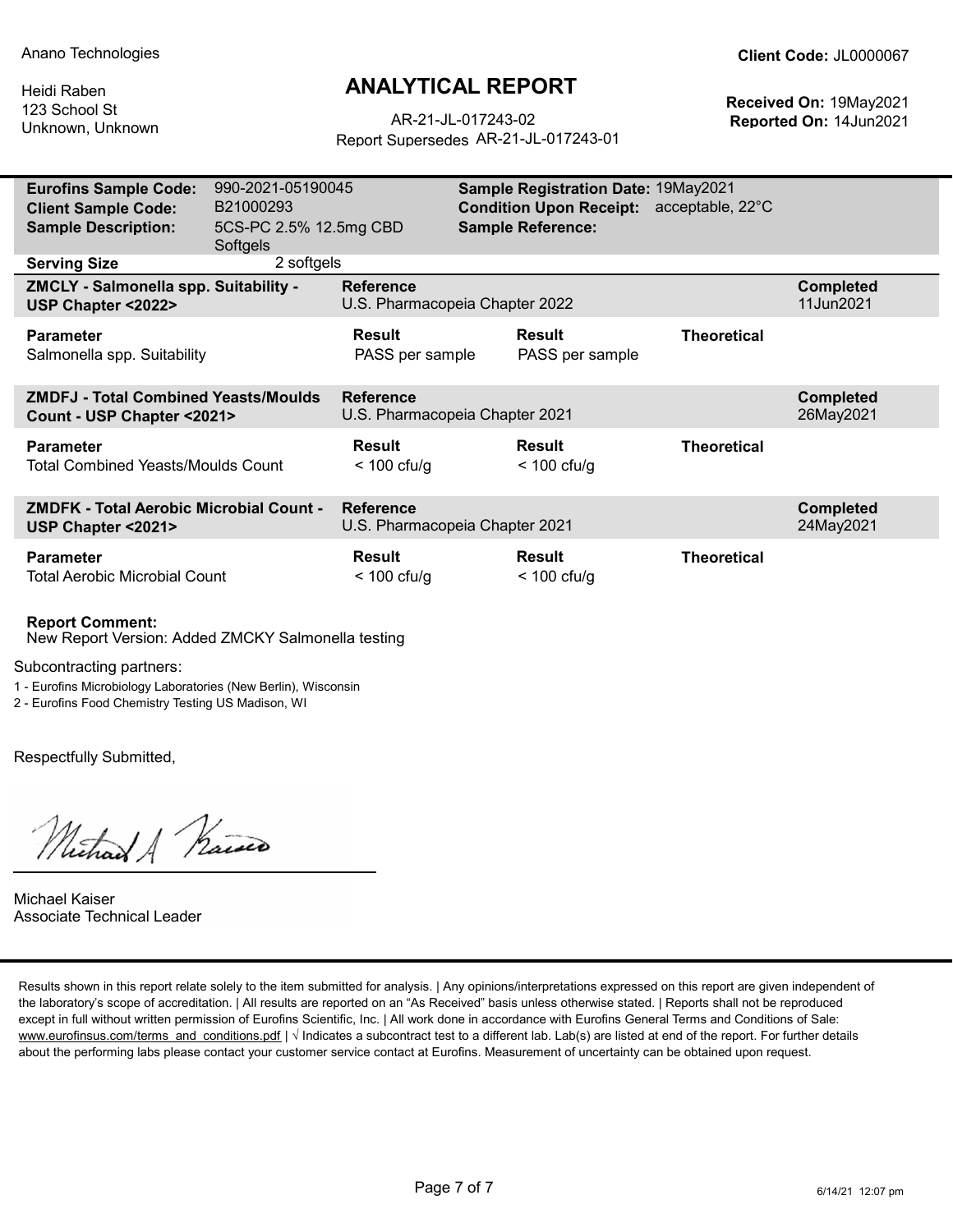Anano Technologies

Heidi Raben
123 School St
Unknown, Unknown

# ANALYTICAL REPORT

AR-21-JL-017243-02
Report Supersedes AR-21-JL-017243-01

**Client Code:** JL0000067

**Received On:** 19May2021
**Reported On:** 14Jun2021

| | | | |
|---|---|---|---|
| **Eurofins Sample Code:** | 990-2021-05190045 | **Sample Registration Date:** | 19May2021 |
| **Client Sample Code:** | B21000293 | **Condition Upon Receipt:** | acceptable, 22°C |
| **Sample Description:** | 5CS-PC 2.5% 12.5mg CBD Softgels | **Sample Reference:** | |
| **Serving Size** | 2 softgels | | |

| **ZMCLY - Salmonella spp. Suitability - USP Chapter <2022>** | **Reference** U.S. Pharmacopeia Chapter 2022 | | | **Completed** 11Jun2021 |
|---|---|---|---|---|
| **Parameter** | **Result** | **Result** | **Theoretical** | |
| Salmonella spp. Suitability | PASS per sample | PASS per sample | | |

| **ZMDFJ - Total Combined Yeasts/Moulds Count - USP Chapter <2021>** | **Reference** U.S. Pharmacopeia Chapter 2021 | | | **Completed** 26May2021 |
|---|---|---|---|---|
| **Parameter** | **Result** | **Result** | **Theoretical** | |
| Total Combined Yeasts/Moulds Count | < 100 cfu/g | < 100 cfu/g | | |

| **ZMDFK - Total Aerobic Microbial Count - USP Chapter <2021>** | **Reference** U.S. Pharmacopeia Chapter 2021 | | | **Completed** 24May2021 |
|---|---|---|---|---|
| **Parameter** | **Result** | **Result** | **Theoretical** | |
| Total Aerobic Microbial Count | < 100 cfu/g | < 100 cfu/g | | |

**Report Comment:**
New Report Version: Added ZMCKY Salmonella testing

Subcontracting partners:

1 - Eurofins Microbiology Laboratories (New Berlin), Wisconsin
2 - Eurofins Food Chemistry Testing US Madison, WI

Respectfully Submitted,

Michael Kaiser
Associate Technical Leader

Results shown in this report relate solely to the item submitted for analysis. | Any opinions/interpretations expressed on this report are given independent of the laboratory's scope of accreditation. | All results are reported on an "As Received" basis unless otherwise stated. | Reports shall not be reproduced except in full without written permission of Eurofins Scientific, Inc. | All work done in accordance with Eurofins General Terms and Conditions of Sale: www.eurofinsus.com/terms_and_conditions.pdf | √ Indicates a subcontract test to a different lab. Lab(s) are listed at end of the report. For further details about the performing labs please contact your customer service contact at Eurofins. Measurement of uncertainty can be obtained upon request.

6/14/21 12:07 pm